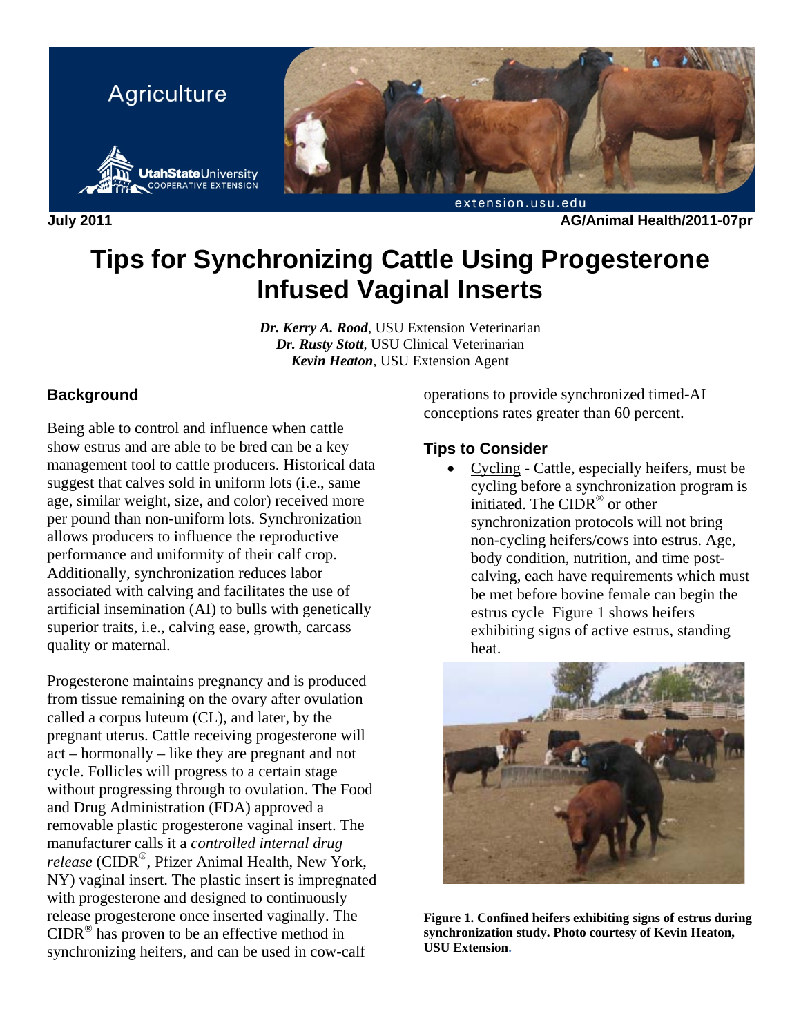Agriculture

Utah State University Cooperative Extension

extension.usu.edu

July 2011 AG/Animal Health/2011-07pr

# Tips for Synchronizing Cattle Using Progesterone Infused Vaginal Inserts

***Dr. Kerry A. Rood***, USU Extension Veterinarian
***Dr. Rusty Stott***, USU Clinical Veterinarian
***Kevin Heaton***, USU Extension Agent

## Background

Being able to control and influence when cattle show estrus and are able to be bred can be a key management tool to cattle producers. Historical data suggest that calves sold in uniform lots (i.e., same age, similar weight, size, and color) received more per pound than non-uniform lots. Synchronization allows producers to influence the reproductive performance and uniformity of their calf crop. Additionally, synchronization reduces labor associated with calving and facilitates the use of artificial insemination (AI) to bulls with genetically superior traits, i.e., calving ease, growth, carcass quality or maternal.

Progesterone maintains pregnancy and is produced from tissue remaining on the ovary after ovulation called a corpus luteum (CL), and later, by the pregnant uterus. Cattle receiving progesterone will act – hormonally – like they are pregnant and not cycle. Follicles will progress to a certain stage without progressing through to ovulation. The Food and Drug Administration (FDA) approved a removable plastic progesterone vaginal insert. The manufacturer calls it a *controlled internal drug release* (CIDR®, Pfizer Animal Health, New York, NY) vaginal insert. The plastic insert is impregnated with progesterone and designed to continuously release progesterone once inserted vaginally. The CIDR® has proven to be an effective method in synchronizing heifers, and can be used in cow-calf operations to provide synchronized timed-AI conceptions rates greater than 60 percent.

## Tips to Consider

- Cycling - Cattle, especially heifers, must be cycling before a synchronization program is initiated. The CIDR® or other synchronization protocols will not bring non-cycling heifers/cows into estrus. Age, body condition, nutrition, and time post-calving, each have requirements which must be met before bovine female can begin the estrus cycle Figure 1 shows heifers exhibiting signs of active estrus, standing heat.

**Figure 1. Confined heifers exhibiting signs of estrus during synchronization study. Photo courtesy of Kevin Heaton, USU Extension.**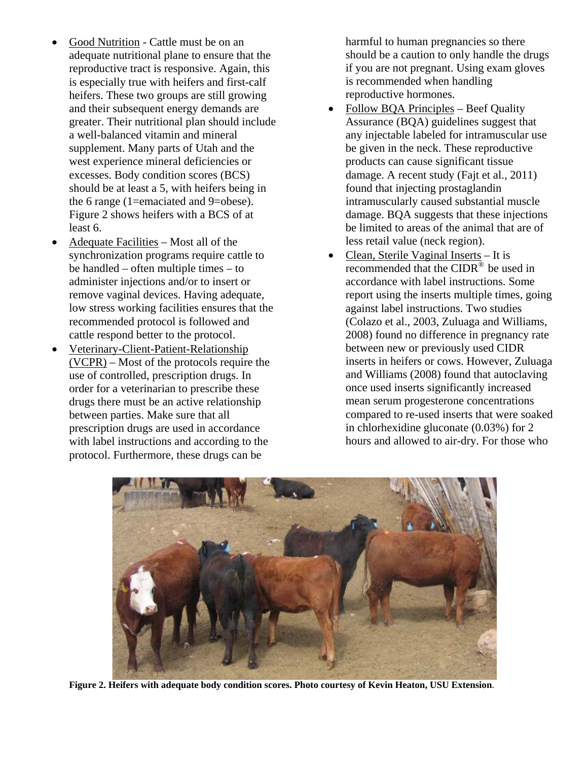- Good Nutrition - Cattle must be on an adequate nutritional plane to ensure that the reproductive tract is responsive. Again, this is especially true with heifers and first-calf heifers. These two groups are still growing and their subsequent energy demands are greater. Their nutritional plan should include a well-balanced vitamin and mineral supplement. Many parts of Utah and the west experience mineral deficiencies or excesses. Body condition scores (BCS) should be at least a 5, with heifers being in the 6 range (1=emaciated and 9=obese). Figure 2 shows heifers with a BCS of at least 6.
- Adequate Facilities – Most all of the synchronization programs require cattle to be handled – often multiple times – to administer injections and/or to insert or remove vaginal devices. Having adequate, low stress working facilities ensures that the recommended protocol is followed and cattle respond better to the protocol.
- Veterinary-Client-Patient-Relationship (VCPR) – Most of the protocols require the use of controlled, prescription drugs. In order for a veterinarian to prescribe these drugs there must be an active relationship between parties. Make sure that all prescription drugs are used in accordance with label instructions and according to the protocol. Furthermore, these drugs can be harmful to human pregnancies so there should be a caution to only handle the drugs if you are not pregnant. Using exam gloves is recommended when handling reproductive hormones.
- Follow BQA Principles – Beef Quality Assurance (BQA) guidelines suggest that any injectable labeled for intramuscular use be given in the neck. These reproductive products can cause significant tissue damage. A recent study (Fajt et al., 2011) found that injecting prostaglandin intramuscularly caused substantial muscle damage. BQA suggests that these injections be limited to areas of the animal that are of less retail value (neck region).
- Clean, Sterile Vaginal Inserts – It is recommended that the CIDR® be used in accordance with label instructions. Some report using the inserts multiple times, going against label instructions. Two studies (Colazo et al., 2003, Zuluaga and Williams, 2008) found no difference in pregnancy rate between new or previously used CIDR inserts in heifers or cows. However, Zuluaga and Williams (2008) found that autoclaving once used inserts significantly increased mean serum progesterone concentrations compared to re-used inserts that were soaked in chlorhexidine gluconate (0.03%) for 2 hours and allowed to air-dry. For those who

**Figure 2. Heifers with adequate body condition scores. Photo courtesy of Kevin Heaton, USU Extension**.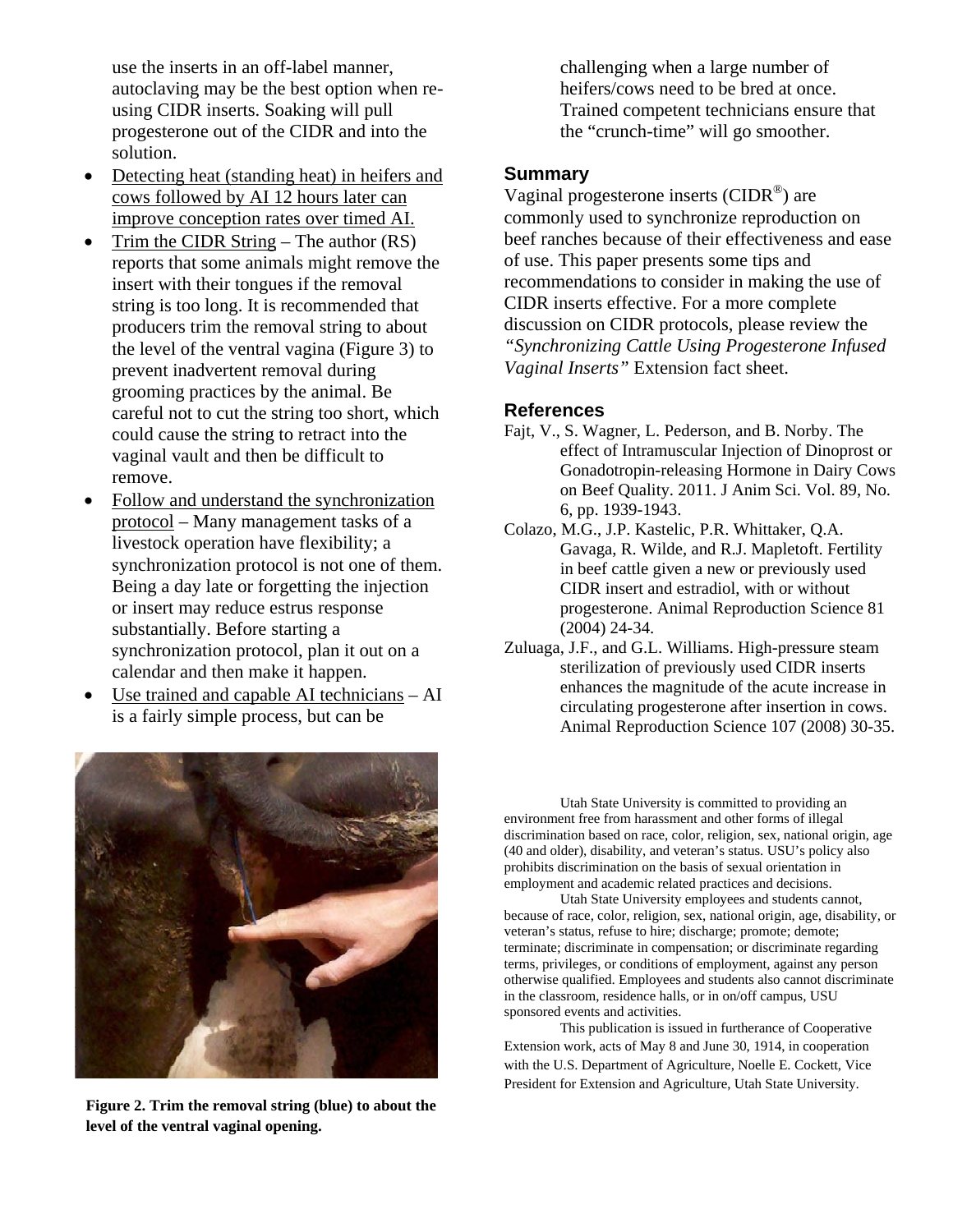use the inserts in an off-label manner, autoclaving may be the best option when re-using CIDR inserts. Soaking will pull progesterone out of the CIDR and into the solution.

- Detecting heat (standing heat) in heifers and cows followed by AI 12 hours later can improve conception rates over timed AI.
- Trim the CIDR String – The author (RS) reports that some animals might remove the insert with their tongues if the removal string is too long. It is recommended that producers trim the removal string to about the level of the ventral vagina (Figure 3) to prevent inadvertent removal during grooming practices by the animal. Be careful not to cut the string too short, which could cause the string to retract into the vaginal vault and then be difficult to remove.
- Follow and understand the synchronization protocol – Many management tasks of a livestock operation have flexibility; a synchronization protocol is not one of them. Being a day late or forgetting the injection or insert may reduce estrus response substantially. Before starting a synchronization protocol, plan it out on a calendar and then make it happen.
- Use trained and capable AI technicians – AI is a fairly simple process, but can be challenging when a large number of heifers/cows need to be bred at once. Trained competent technicians ensure that the "crunch-time" will go smoother.

**Figure 2. Trim the removal string (blue) to about the level of the ventral vaginal opening.**

## Summary

Vaginal progesterone inserts (CIDR®) are commonly used to synchronize reproduction on beef ranches because of their effectiveness and ease of use. This paper presents some tips and recommendations to consider in making the use of CIDR inserts effective. For a more complete discussion on CIDR protocols, please review the *"Synchronizing Cattle Using Progesterone Infused Vaginal Inserts"* Extension fact sheet.

## References

Fajt, V., S. Wagner, L. Pederson, and B. Norby. The effect of Intramuscular Injection of Dinoprost or Gonadotropin-releasing Hormone in Dairy Cows on Beef Quality. 2011. J Anim Sci. Vol. 89, No. 6, pp. 1939-1943.

Colazo, M.G., J.P. Kastelic, P.R. Whittaker, Q.A. Gavaga, R. Wilde, and R.J. Mapletoft. Fertility in beef cattle given a new or previously used CIDR insert and estradiol, with or without progesterone. Animal Reproduction Science 81 (2004) 24-34.

Zuluaga, J.F., and G.L. Williams. High-pressure steam sterilization of previously used CIDR inserts enhances the magnitude of the acute increase in circulating progesterone after insertion in cows. Animal Reproduction Science 107 (2008) 30-35.

Utah State University is committed to providing an environment free from harassment and other forms of illegal discrimination based on race, color, religion, sex, national origin, age (40 and older), disability, and veteran's status. USU's policy also prohibits discrimination on the basis of sexual orientation in employment and academic related practices and decisions.

Utah State University employees and students cannot, because of race, color, religion, sex, national origin, age, disability, or veteran's status, refuse to hire; discharge; promote; demote; terminate; discriminate in compensation; or discriminate regarding terms, privileges, or conditions of employment, against any person otherwise qualified. Employees and students also cannot discriminate in the classroom, residence halls, or in on/off campus, USU sponsored events and activities.

This publication is issued in furtherance of Cooperative Extension work, acts of May 8 and June 30, 1914, in cooperation with the U.S. Department of Agriculture, Noelle E. Cockett, Vice President for Extension and Agriculture, Utah State University.